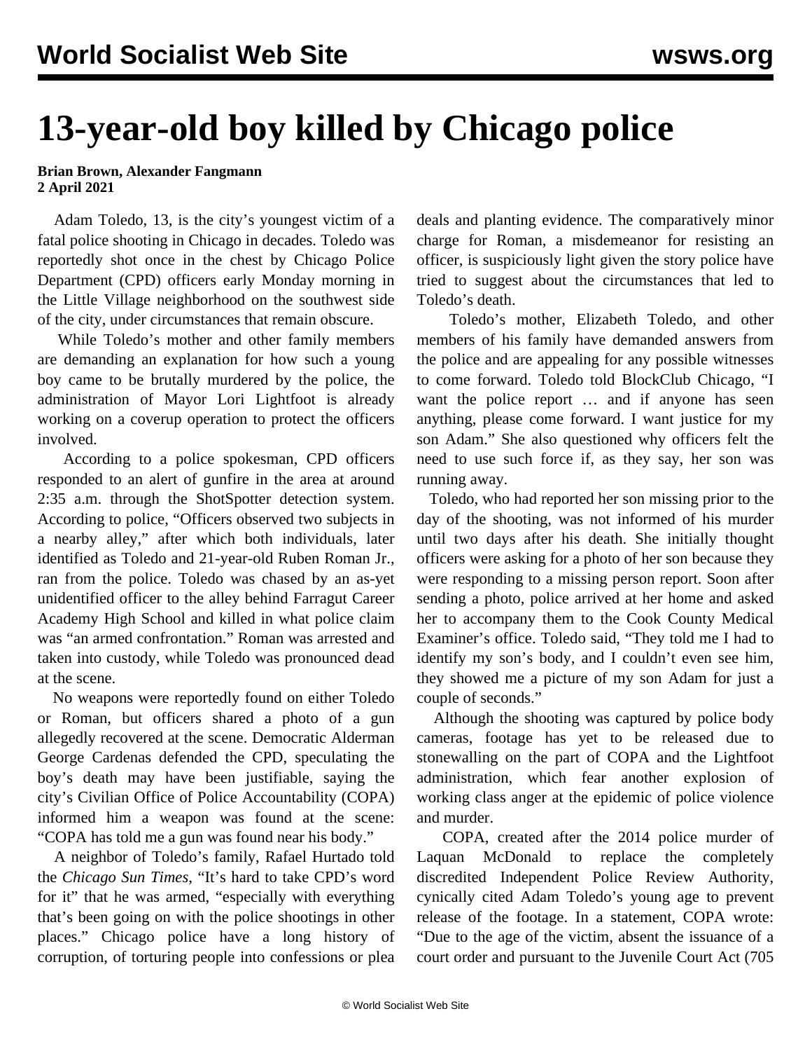# 13-year-old boy killed by Chicago police

**Brian Brown, Alexander Fangmann**
**2 April 2021**

Adam Toledo, 13, is the city's youngest victim of a fatal police shooting in Chicago in decades. Toledo was reportedly shot once in the chest by Chicago Police Department (CPD) officers early Monday morning in the Little Village neighborhood on the southwest side of the city, under circumstances that remain obscure.

While Toledo's mother and other family members are demanding an explanation for how such a young boy came to be brutally murdered by the police, the administration of Mayor Lori Lightfoot is already working on a coverup operation to protect the officers involved.

According to a police spokesman, CPD officers responded to an alert of gunfire in the area at around 2:35 a.m. through the ShotSpotter detection system. According to police, "Officers observed two subjects in a nearby alley," after which both individuals, later identified as Toledo and 21-year-old Ruben Roman Jr., ran from the police. Toledo was chased by an as-yet unidentified officer to the alley behind Farragut Career Academy High School and killed in what police claim was "an armed confrontation." Roman was arrested and taken into custody, while Toledo was pronounced dead at the scene.

No weapons were reportedly found on either Toledo or Roman, but officers shared a photo of a gun allegedly recovered at the scene. Democratic Alderman George Cardenas defended the CPD, speculating the boy's death may have been justifiable, saying the city's Civilian Office of Police Accountability (COPA) informed him a weapon was found at the scene: "COPA has told me a gun was found near his body."

A neighbor of Toledo's family, Rafael Hurtado told the *Chicago Sun Times*, "It's hard to take CPD's word for it" that he was armed, "especially with everything that's been going on with the police shootings in other places." Chicago police have a long history of corruption, of torturing people into confessions or plea deals and planting evidence. The comparatively minor charge for Roman, a misdemeanor for resisting an officer, is suspiciously light given the story police have tried to suggest about the circumstances that led to Toledo's death.

Toledo's mother, Elizabeth Toledo, and other members of his family have demanded answers from the police and are appealing for any possible witnesses to come forward. Toledo told BlockClub Chicago, "I want the police report … and if anyone has seen anything, please come forward. I want justice for my son Adam." She also questioned why officers felt the need to use such force if, as they say, her son was running away.

Toledo, who had reported her son missing prior to the day of the shooting, was not informed of his murder until two days after his death. She initially thought officers were asking for a photo of her son because they were responding to a missing person report. Soon after sending a photo, police arrived at her home and asked her to accompany them to the Cook County Medical Examiner's office. Toledo said, "They told me I had to identify my son's body, and I couldn't even see him, they showed me a picture of my son Adam for just a couple of seconds."

Although the shooting was captured by police body cameras, footage has yet to be released due to stonewalling on the part of COPA and the Lightfoot administration, which fear another explosion of working class anger at the epidemic of police violence and murder.

COPA, created after the 2014 police murder of Laquan McDonald to replace the completely discredited Independent Police Review Authority, cynically cited Adam Toledo's young age to prevent release of the footage. In a statement, COPA wrote: "Due to the age of the victim, absent the issuance of a court order and pursuant to the Juvenile Court Act (705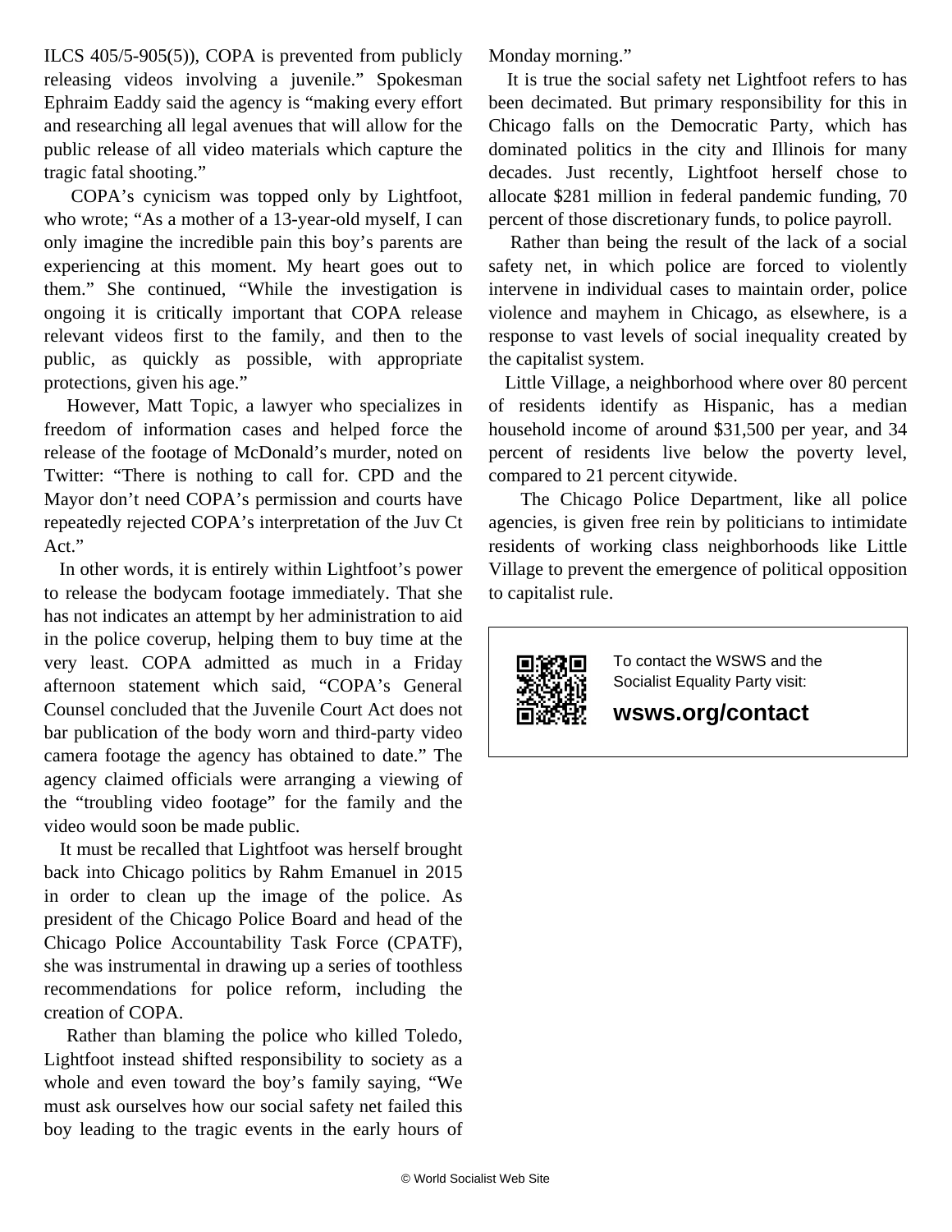ILCS 405/5-905(5)), COPA is prevented from publicly releasing videos involving a juvenile." Spokesman Ephraim Eaddy said the agency is "making every effort and researching all legal avenues that will allow for the public release of all video materials which capture the tragic fatal shooting."

COPA's cynicism was topped only by Lightfoot, who wrote; "As a mother of a 13-year-old myself, I can only imagine the incredible pain this boy's parents are experiencing at this moment. My heart goes out to them." She continued, "While the investigation is ongoing it is critically important that COPA release relevant videos first to the family, and then to the public, as quickly as possible, with appropriate protections, given his age."

However, Matt Topic, a lawyer who specializes in freedom of information cases and helped force the release of the footage of McDonald's murder, noted on Twitter: "There is nothing to call for. CPD and the Mayor don't need COPA's permission and courts have repeatedly rejected COPA's interpretation of the Juv Ct Act."

In other words, it is entirely within Lightfoot's power to release the bodycam footage immediately. That she has not indicates an attempt by her administration to aid in the police coverup, helping them to buy time at the very least. COPA admitted as much in a Friday afternoon statement which said, "COPA's General Counsel concluded that the Juvenile Court Act does not bar publication of the body worn and third-party video camera footage the agency has obtained to date." The agency claimed officials were arranging a viewing of the "troubling video footage" for the family and the video would soon be made public.

It must be recalled that Lightfoot was herself brought back into Chicago politics by Rahm Emanuel in 2015 in order to clean up the image of the police. As president of the Chicago Police Board and head of the Chicago Police Accountability Task Force (CPATF), she was instrumental in drawing up a series of toothless recommendations for police reform, including the creation of COPA.

Rather than blaming the police who killed Toledo, Lightfoot instead shifted responsibility to society as a whole and even toward the boy's family saying, "We must ask ourselves how our social safety net failed this boy leading to the tragic events in the early hours of Monday morning."

It is true the social safety net Lightfoot refers to has been decimated. But primary responsibility for this in Chicago falls on the Democratic Party, which has dominated politics in the city and Illinois for many decades. Just recently, Lightfoot herself chose to allocate $281 million in federal pandemic funding, 70 percent of those discretionary funds, to police payroll.

Rather than being the result of the lack of a social safety net, in which police are forced to violently intervene in individual cases to maintain order, police violence and mayhem in Chicago, as elsewhere, is a response to vast levels of social inequality created by the capitalist system.

Little Village, a neighborhood where over 80 percent of residents identify as Hispanic, has a median household income of around $31,500 per year, and 34 percent of residents live below the poverty level, compared to 21 percent citywide.

The Chicago Police Department, like all police agencies, is given free rein by politicians to intimidate residents of working class neighborhoods like Little Village to prevent the emergence of political opposition to capitalist rule.

To contact the WSWS and the Socialist Equality Party visit:

**wsws.org/contact**